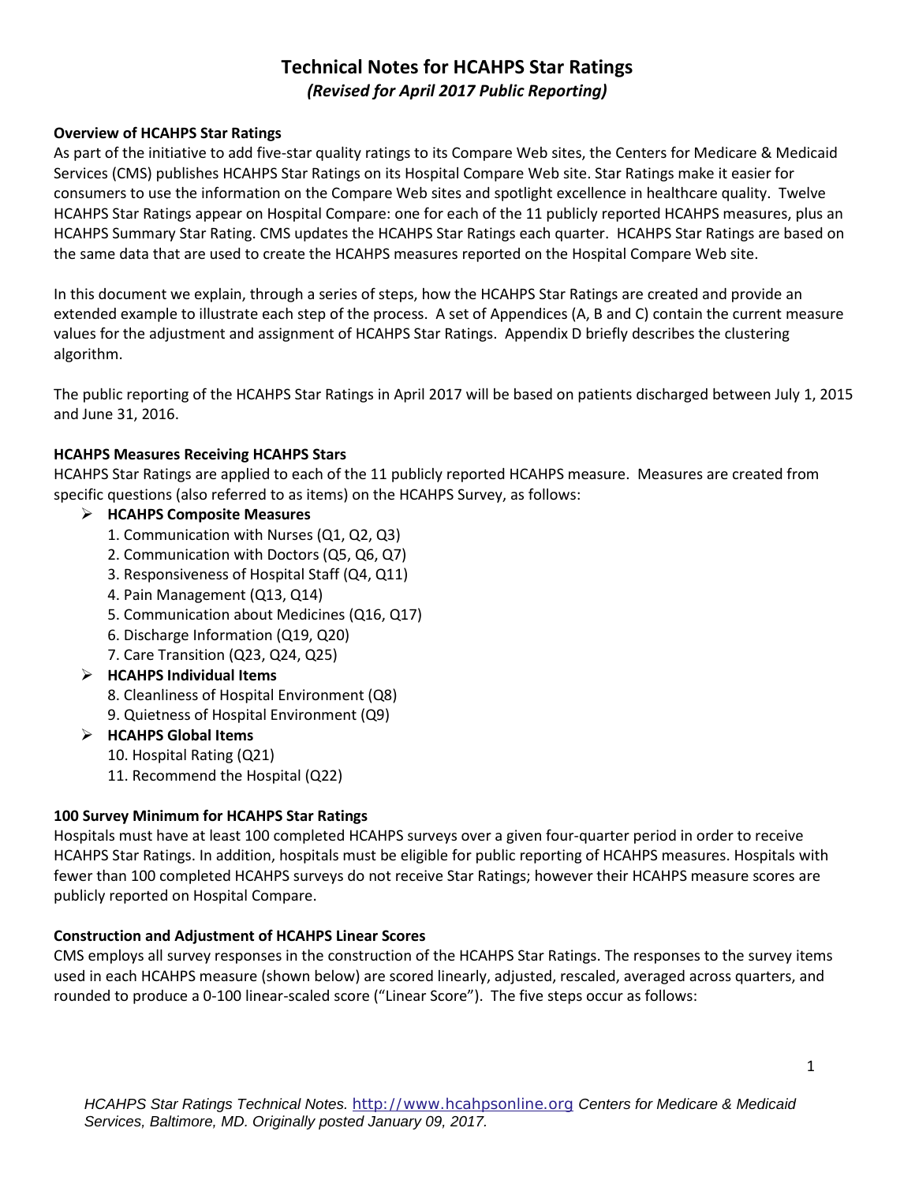# Technical Notes for HCAHPS Star Ratings

*(Revised for April 2017 Public Reporting)*

**Overview of HCAHPS Star Ratings**

As part of the initiative to add five-star quality ratings to its Compare Web sites, the Centers for Medicare & Medicaid Services (CMS) publishes HCAHPS Star Ratings on its Hospital Compare Web site. Star Ratings make it easier for consumers to use the information on the Compare Web sites and spotlight excellence in healthcare quality. Twelve HCAHPS Star Ratings appear on Hospital Compare: one for each of the 11 publicly reported HCAHPS measures, plus an HCAHPS Summary Star Rating. CMS updates the HCAHPS Star Ratings each quarter. HCAHPS Star Ratings are based on the same data that are used to create the HCAHPS measures reported on the Hospital Compare Web site.

In this document we explain, through a series of steps, how the HCAHPS Star Ratings are created and provide an extended example to illustrate each step of the process. A set of Appendices (A, B and C) contain the current measure values for the adjustment and assignment of HCAHPS Star Ratings. Appendix D briefly describes the clustering algorithm.

The public reporting of the HCAHPS Star Ratings in April 2017 will be based on patients discharged between July 1, 2015 and June 31, 2016.

**HCAHPS Measures Receiving HCAHPS Stars**

HCAHPS Star Ratings are applied to each of the 11 publicly reported HCAHPS measure. Measures are created from specific questions (also referred to as items) on the HCAHPS Survey, as follows:

- **HCAHPS Composite Measures**
  1. Communication with Nurses (Q1, Q2, Q3)
  2. Communication with Doctors (Q5, Q6, Q7)
  3. Responsiveness of Hospital Staff (Q4, Q11)
  4. Pain Management (Q13, Q14)
  5. Communication about Medicines (Q16, Q17)
  6. Discharge Information (Q19, Q20)
  7. Care Transition (Q23, Q24, Q25)
- **HCAHPS Individual Items**
  8. Cleanliness of Hospital Environment (Q8)
  9. Quietness of Hospital Environment (Q9)
- **HCAHPS Global Items**
  10. Hospital Rating (Q21)
  11. Recommend the Hospital (Q22)

**100 Survey Minimum for HCAHPS Star Ratings**

Hospitals must have at least 100 completed HCAHPS surveys over a given four-quarter period in order to receive HCAHPS Star Ratings. In addition, hospitals must be eligible for public reporting of HCAHPS measures. Hospitals with fewer than 100 completed HCAHPS surveys do not receive Star Ratings; however their HCAHPS measure scores are publicly reported on Hospital Compare.

**Construction and Adjustment of HCAHPS Linear Scores**

CMS employs all survey responses in the construction of the HCAHPS Star Ratings. The responses to the survey items used in each HCAHPS measure (shown below) are scored linearly, adjusted, rescaled, averaged across quarters, and rounded to produce a 0-100 linear-scaled score ("Linear Score"). The five steps occur as follows: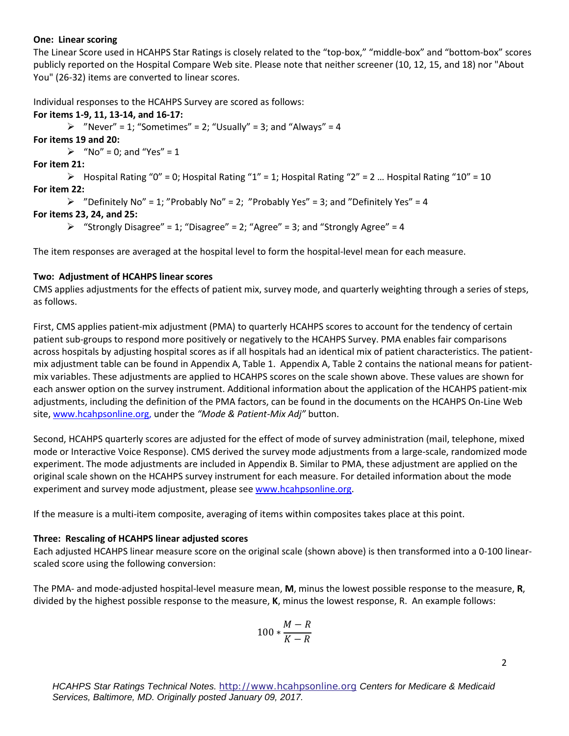**One: Linear scoring**

The Linear Score used in HCAHPS Star Ratings is closely related to the "top-box," "middle-box" and "bottom-box" scores publicly reported on the Hospital Compare Web site. Please note that neither screener (10, 12, 15, and 18) nor "About You" (26-32) items are converted to linear scores.

Individual responses to the HCAHPS Survey are scored as follows:

**For items 1-9, 11, 13-14, and 16-17:**

- "Never" = 1; "Sometimes" = 2; "Usually" = 3; and "Always" = 4

**For items 19 and 20:**

- "No" = 0; and "Yes" = 1

**For item 21:**

- Hospital Rating "0" = 0; Hospital Rating "1" = 1; Hospital Rating "2" = 2 … Hospital Rating "10" = 10

**For item 22:**

- "Definitely No" = 1; "Probably No" = 2; "Probably Yes" = 3; and "Definitely Yes" = 4

**For items 23, 24, and 25:**

- "Strongly Disagree" = 1; "Disagree" = 2; "Agree" = 3; and "Strongly Agree" = 4

The item responses are averaged at the hospital level to form the hospital-level mean for each measure.

**Two: Adjustment of HCAHPS linear scores**

CMS applies adjustments for the effects of patient mix, survey mode, and quarterly weighting through a series of steps, as follows.

First, CMS applies patient-mix adjustment (PMA) to quarterly HCAHPS scores to account for the tendency of certain patient sub-groups to respond more positively or negatively to the HCAHPS Survey. PMA enables fair comparisons across hospitals by adjusting hospital scores as if all hospitals had an identical mix of patient characteristics. The patient-mix adjustment table can be found in Appendix A, Table 1. Appendix A, Table 2 contains the national means for patient-mix variables. These adjustments are applied to HCAHPS scores on the scale shown above. These values are shown for each answer option on the survey instrument. Additional information about the application of the HCAHPS patient-mix adjustments, including the definition of the PMA factors, can be found in the documents on the HCAHPS On-Line Web site, www.hcahpsonline.org, under the *"Mode & Patient-Mix Adj"* button.

Second, HCAHPS quarterly scores are adjusted for the effect of mode of survey administration (mail, telephone, mixed mode or Interactive Voice Response). CMS derived the survey mode adjustments from a large-scale, randomized mode experiment. The mode adjustments are included in Appendix B. Similar to PMA, these adjustment are applied on the original scale shown on the HCAHPS survey instrument for each measure. For detailed information about the mode experiment and survey mode adjustment, please see www.hcahpsonline.org.

If the measure is a multi-item composite, averaging of items within composites takes place at this point.

**Three: Rescaling of HCAHPS linear adjusted scores**

Each adjusted HCAHPS linear measure score on the original scale (shown above) is then transformed into a 0-100 linear-scaled score using the following conversion:

The PMA- and mode-adjusted hospital-level measure mean, **M**, minus the lowest possible response to the measure, **R**, divided by the highest possible response to the measure, **K**, minus the lowest response, R. An example follows:

$$100 * \frac{M - R}{K - R}$$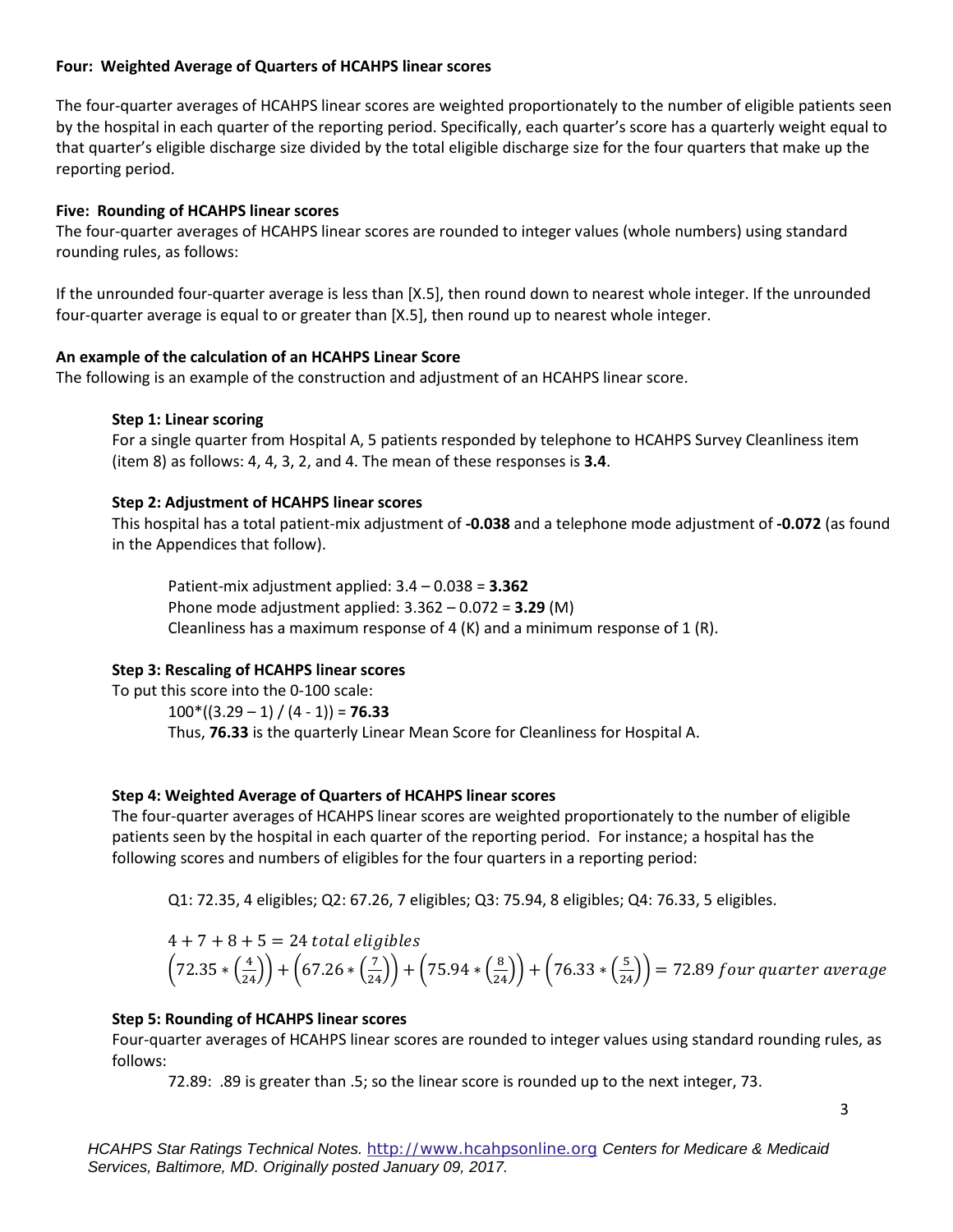**Four: Weighted Average of Quarters of HCAHPS linear scores**

The four-quarter averages of HCAHPS linear scores are weighted proportionately to the number of eligible patients seen by the hospital in each quarter of the reporting period. Specifically, each quarter's score has a quarterly weight equal to that quarter's eligible discharge size divided by the total eligible discharge size for the four quarters that make up the reporting period.

**Five: Rounding of HCAHPS linear scores**

The four-quarter averages of HCAHPS linear scores are rounded to integer values (whole numbers) using standard rounding rules, as follows:

If the unrounded four-quarter average is less than [X.5], then round down to nearest whole integer. If the unrounded four-quarter average is equal to or greater than [X.5], then round up to nearest whole integer.

**An example of the calculation of an HCAHPS Linear Score**

The following is an example of the construction and adjustment of an HCAHPS linear score.

**Step 1: Linear scoring**

For a single quarter from Hospital A, 5 patients responded by telephone to HCAHPS Survey Cleanliness item (item 8) as follows: 4, 4, 3, 2, and 4. The mean of these responses is **3.4**.

**Step 2: Adjustment of HCAHPS linear scores**

This hospital has a total patient-mix adjustment of **-0.038** and a telephone mode adjustment of **-0.072** (as found in the Appendices that follow).

Patient-mix adjustment applied: 3.4 – 0.038 = **3.362**
Phone mode adjustment applied: 3.362 – 0.072 = **3.29** (M)
Cleanliness has a maximum response of 4 (K) and a minimum response of 1 (R).

**Step 3: Rescaling of HCAHPS linear scores**

To put this score into the 0-100 scale:

100*((3.29 – 1) / (4 - 1)) = **76.33**
Thus, **76.33** is the quarterly Linear Mean Score for Cleanliness for Hospital A.

**Step 4: Weighted Average of Quarters of HCAHPS linear scores**

The four-quarter averages of HCAHPS linear scores are weighted proportionately to the number of eligible patients seen by the hospital in each quarter of the reporting period. For instance; a hospital has the following scores and numbers of eligibles for the four quarters in a reporting period:

Q1: 72.35, 4 eligibles; Q2: 67.26, 7 eligibles; Q3: 75.94, 8 eligibles; Q4: 76.33, 5 eligibles.

$$4 + 7 + 8 + 5 = 24 \ total \ eligibles$$

$$\left(72.35 * \left(\frac{4}{24}\right)\right) + \left(67.26 * \left(\frac{7}{24}\right)\right) + \left(75.94 * \left(\frac{8}{24}\right)\right) + \left(76.33 * \left(\frac{5}{24}\right)\right) = 72.89 \ four \ quarter \ average$$

**Step 5: Rounding of HCAHPS linear scores**

Four-quarter averages of HCAHPS linear scores are rounded to integer values using standard rounding rules, as follows:

72.89: .89 is greater than .5; so the linear score is rounded up to the next integer, 73.

*HCAHPS Star Ratings Technical Notes.* http://www.hcahpsonline.org *Centers for Medicare & Medicaid Services, Baltimore, MD. Originally posted January 09, 2017.*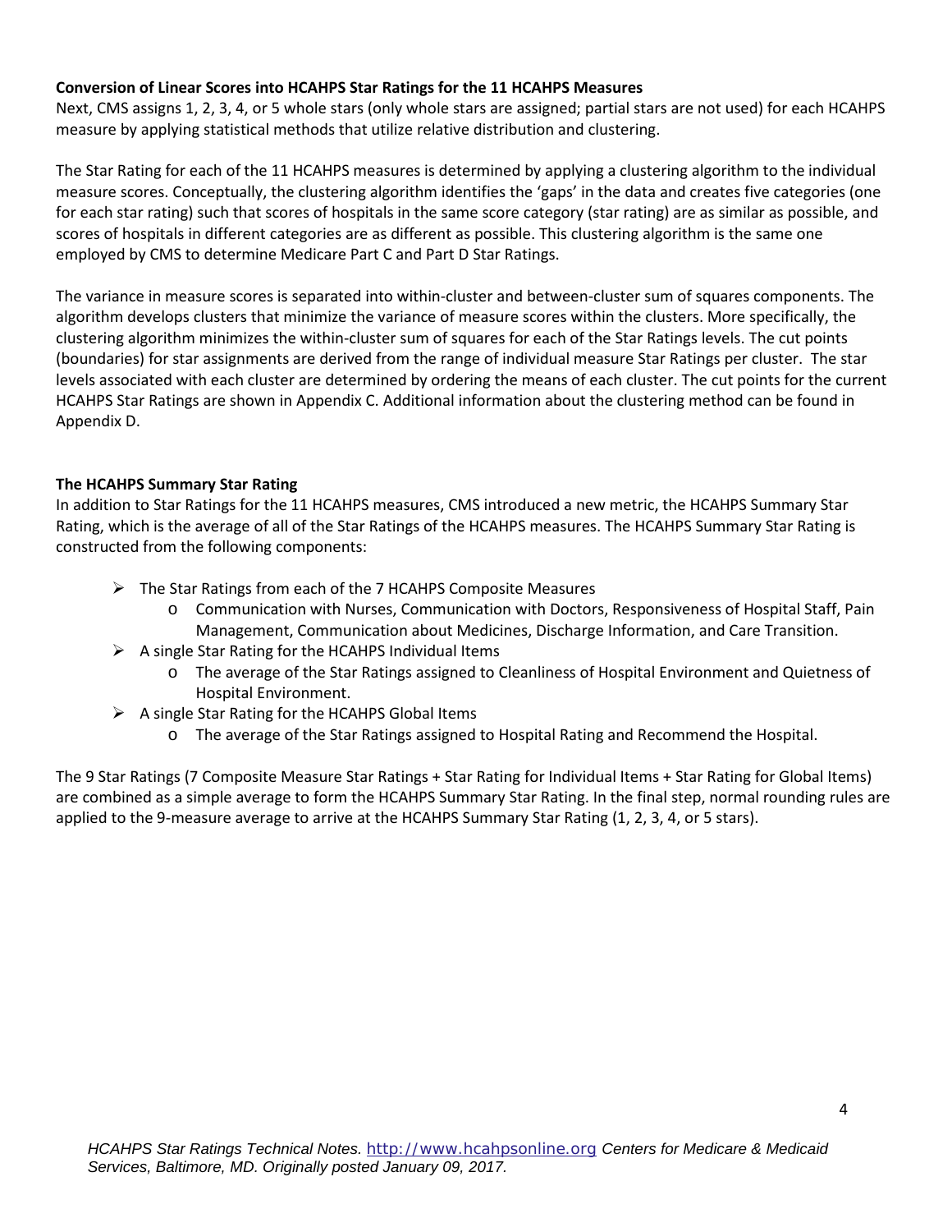**Conversion of Linear Scores into HCAHPS Star Ratings for the 11 HCAHPS Measures**

Next, CMS assigns 1, 2, 3, 4, or 5 whole stars (only whole stars are assigned; partial stars are not used) for each HCAHPS measure by applying statistical methods that utilize relative distribution and clustering.

The Star Rating for each of the 11 HCAHPS measures is determined by applying a clustering algorithm to the individual measure scores. Conceptually, the clustering algorithm identifies the 'gaps' in the data and creates five categories (one for each star rating) such that scores of hospitals in the same score category (star rating) are as similar as possible, and scores of hospitals in different categories are as different as possible. This clustering algorithm is the same one employed by CMS to determine Medicare Part C and Part D Star Ratings.

The variance in measure scores is separated into within-cluster and between-cluster sum of squares components. The algorithm develops clusters that minimize the variance of measure scores within the clusters. More specifically, the clustering algorithm minimizes the within-cluster sum of squares for each of the Star Ratings levels. The cut points (boundaries) for star assignments are derived from the range of individual measure Star Ratings per cluster. The star levels associated with each cluster are determined by ordering the means of each cluster. The cut points for the current HCAHPS Star Ratings are shown in Appendix C. Additional information about the clustering method can be found in Appendix D.

**The HCAHPS Summary Star Rating**

In addition to Star Ratings for the 11 HCAHPS measures, CMS introduced a new metric, the HCAHPS Summary Star Rating, which is the average of all of the Star Ratings of the HCAHPS measures. The HCAHPS Summary Star Rating is constructed from the following components:

- The Star Ratings from each of the 7 HCAHPS Composite Measures
  - Communication with Nurses, Communication with Doctors, Responsiveness of Hospital Staff, Pain Management, Communication about Medicines, Discharge Information, and Care Transition.
- A single Star Rating for the HCAHPS Individual Items
  - The average of the Star Ratings assigned to Cleanliness of Hospital Environment and Quietness of Hospital Environment.
- A single Star Rating for the HCAHPS Global Items
  - The average of the Star Ratings assigned to Hospital Rating and Recommend the Hospital.

The 9 Star Ratings (7 Composite Measure Star Ratings + Star Rating for Individual Items + Star Rating for Global Items) are combined as a simple average to form the HCAHPS Summary Star Rating. In the final step, normal rounding rules are applied to the 9-measure average to arrive at the HCAHPS Summary Star Rating (1, 2, 3, 4, or 5 stars).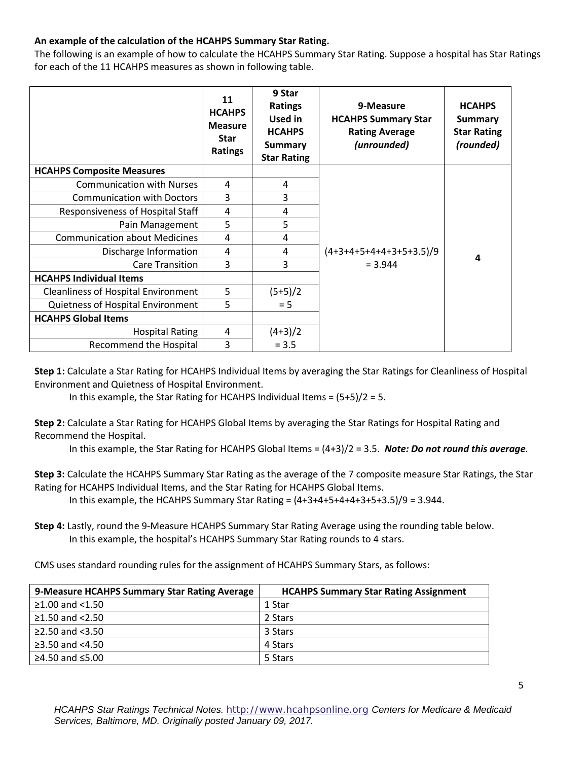**An example of the calculation of the HCAHPS Summary Star Rating.**

The following is an example of how to calculate the HCAHPS Summary Star Rating. Suppose a hospital has Star Ratings for each of the 11 HCAHPS measures as shown in following table.

| | 11 HCAHPS Measure Star Ratings | 9 Star Ratings Used in HCAHPS Summary Star Rating | 9-Measure HCAHPS Summary Star Rating Average *(unrounded)* | HCAHPS Summary Star Rating *(rounded)* |
|---|---|---|---|---|
| **HCAHPS Composite Measures** | | | (4+3+4+5+4+4+3+5+3.5)/9 = 3.944 | 4 |
| Communication with Nurses | 4 | 4 | | |
| Communication with Doctors | 3 | 3 | | |
| Responsiveness of Hospital Staff | 4 | 4 | | |
| Pain Management | 5 | 5 | | |
| Communication about Medicines | 4 | 4 | | |
| Discharge Information | 4 | 4 | | |
| Care Transition | 3 | 3 | | |
| **HCAHPS Individual Items** | | | | |
| Cleanliness of Hospital Environment | 5 | (5+5)/2 = 5 | | |
| Quietness of Hospital Environment | 5 | | | |
| **HCAHPS Global Items** | | | | |
| Hospital Rating | 4 | (4+3)/2 = 3.5 | | |
| Recommend the Hospital | 3 | | | |

**Step 1:** Calculate a Star Rating for HCAHPS Individual Items by averaging the Star Ratings for Cleanliness of Hospital Environment and Quietness of Hospital Environment.

In this example, the Star Rating for HCAHPS Individual Items = (5+5)/2 = 5.

**Step 2:** Calculate a Star Rating for HCAHPS Global Items by averaging the Star Ratings for Hospital Rating and Recommend the Hospital.

In this example, the Star Rating for HCAHPS Global Items = (4+3)/2 = 3.5. ***Note: Do not round this average.***

**Step 3:** Calculate the HCAHPS Summary Star Rating as the average of the 7 composite measure Star Ratings, the Star Rating for HCAHPS Individual Items, and the Star Rating for HCAHPS Global Items.

In this example, the HCAHPS Summary Star Rating = (4+3+4+5+4+4+3+5+3.5)/9 = 3.944.

**Step 4:** Lastly, round the 9-Measure HCAHPS Summary Star Rating Average using the rounding table below.

In this example, the hospital's HCAHPS Summary Star Rating rounds to 4 stars.

CMS uses standard rounding rules for the assignment of HCAHPS Summary Stars, as follows:

| 9-Measure HCAHPS Summary Star Rating Average | HCAHPS Summary Star Rating Assignment |
|---|---|
| ≥1.00 and <1.50 | 1 Star |
| ≥1.50 and <2.50 | 2 Stars |
| ≥2.50 and <3.50 | 3 Stars |
| ≥3.50 and <4.50 | 4 Stars |
| ≥4.50 and ≤5.00 | 5 Stars |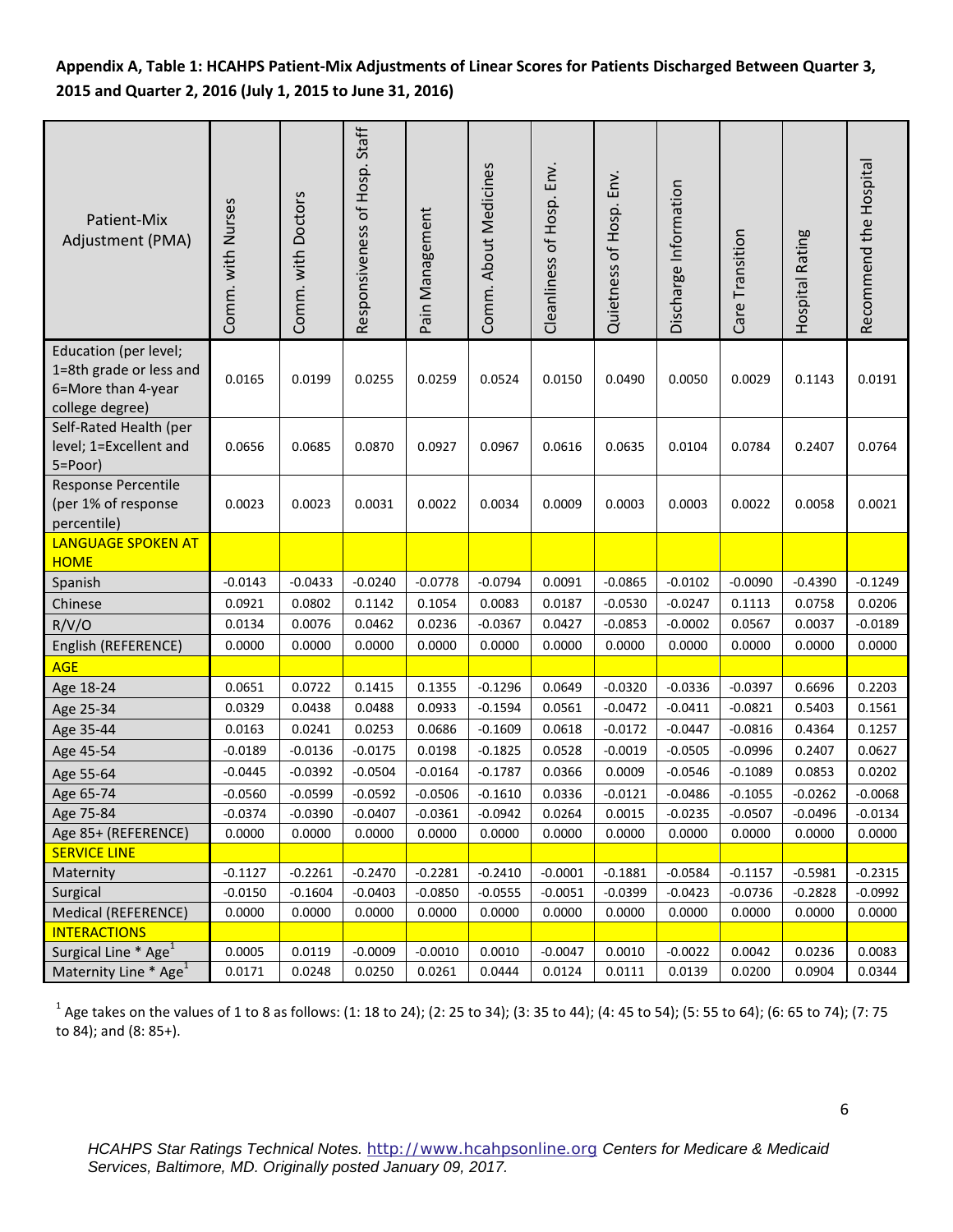**Appendix A, Table 1: HCAHPS Patient-Mix Adjustments of Linear Scores for Patients Discharged Between Quarter 3, 2015 and Quarter 2, 2016 (July 1, 2015 to June 31, 2016)**

| Patient-Mix Adjustment (PMA) | Comm. with Nurses | Comm. with Doctors | Responsiveness of Hosp. Staff | Pain Management | Comm. About Medicines | Cleanliness of Hosp. Env. | Quietness of Hosp. Env. | Discharge Information | Care Transition | Hospital Rating | Recommend the Hospital |
|---|---|---|---|---|---|---|---|---|---|---|---|
| Education (per level; 1=8th grade or less and 6=More than 4-year college degree) | 0.0165 | 0.0199 | 0.0255 | 0.0259 | 0.0524 | 0.0150 | 0.0490 | 0.0050 | 0.0029 | 0.1143 | 0.0191 |
| Self-Rated Health (per level; 1=Excellent and 5=Poor) | 0.0656 | 0.0685 | 0.0870 | 0.0927 | 0.0967 | 0.0616 | 0.0635 | 0.0104 | 0.0784 | 0.2407 | 0.0764 |
| Response Percentile (per 1% of response percentile) | 0.0023 | 0.0023 | 0.0031 | 0.0022 | 0.0034 | 0.0009 | 0.0003 | 0.0003 | 0.0022 | 0.0058 | 0.0021 |
| LANGUAGE SPOKEN AT HOME | | | | | | | | | | | |
| Spanish | -0.0143 | -0.0433 | -0.0240 | -0.0778 | -0.0794 | 0.0091 | -0.0865 | -0.0102 | -0.0090 | -0.4390 | -0.1249 |
| Chinese | 0.0921 | 0.0802 | 0.1142 | 0.1054 | 0.0083 | 0.0187 | -0.0530 | -0.0247 | 0.1113 | 0.0758 | 0.0206 |
| R/V/O | 0.0134 | 0.0076 | 0.0462 | 0.0236 | -0.0367 | 0.0427 | -0.0853 | -0.0002 | 0.0567 | 0.0037 | -0.0189 |
| English (REFERENCE) | 0.0000 | 0.0000 | 0.0000 | 0.0000 | 0.0000 | 0.0000 | 0.0000 | 0.0000 | 0.0000 | 0.0000 | 0.0000 |
| AGE | | | | | | | | | | | |
| Age 18-24 | 0.0651 | 0.0722 | 0.1415 | 0.1355 | -0.1296 | 0.0649 | -0.0320 | -0.0336 | -0.0397 | 0.6696 | 0.2203 |
| Age 25-34 | 0.0329 | 0.0438 | 0.0488 | 0.0933 | -0.1594 | 0.0561 | -0.0472 | -0.0411 | -0.0821 | 0.5403 | 0.1561 |
| Age 35-44 | 0.0163 | 0.0241 | 0.0253 | 0.0686 | -0.1609 | 0.0618 | -0.0172 | -0.0447 | -0.0816 | 0.4364 | 0.1257 |
| Age 45-54 | -0.0189 | -0.0136 | -0.0175 | 0.0198 | -0.1825 | 0.0528 | -0.0019 | -0.0505 | -0.0996 | 0.2407 | 0.0627 |
| Age 55-64 | -0.0445 | -0.0392 | -0.0504 | -0.0164 | -0.1787 | 0.0366 | 0.0009 | -0.0546 | -0.1089 | 0.0853 | 0.0202 |
| Age 65-74 | -0.0560 | -0.0599 | -0.0592 | -0.0506 | -0.1610 | 0.0336 | -0.0121 | -0.0486 | -0.1055 | -0.0262 | -0.0068 |
| Age 75-84 | -0.0374 | -0.0390 | -0.0407 | -0.0361 | -0.0942 | 0.0264 | 0.0015 | -0.0235 | -0.0507 | -0.0496 | -0.0134 |
| Age 85+ (REFERENCE) | 0.0000 | 0.0000 | 0.0000 | 0.0000 | 0.0000 | 0.0000 | 0.0000 | 0.0000 | 0.0000 | 0.0000 | 0.0000 |
| SERVICE LINE | | | | | | | | | | | |
| Maternity | -0.1127 | -0.2261 | -0.2470 | -0.2281 | -0.2410 | -0.0001 | -0.1881 | -0.0584 | -0.1157 | -0.5981 | -0.2315 |
| Surgical | -0.0150 | -0.1604 | -0.0403 | -0.0850 | -0.0555 | -0.0051 | -0.0399 | -0.0423 | -0.0736 | -0.2828 | -0.0992 |
| Medical (REFERENCE) | 0.0000 | 0.0000 | 0.0000 | 0.0000 | 0.0000 | 0.0000 | 0.0000 | 0.0000 | 0.0000 | 0.0000 | 0.0000 |
| INTERACTIONS | | | | | | | | | | | |
| Surgical Line * Age[1] | 0.0005 | 0.0119 | -0.0009 | -0.0010 | 0.0010 | -0.0047 | 0.0010 | -0.0022 | 0.0042 | 0.0236 | 0.0083 |
| Maternity Line * Age[1] | 0.0171 | 0.0248 | 0.0250 | 0.0261 | 0.0444 | 0.0124 | 0.0111 | 0.0139 | 0.0200 | 0.0904 | 0.0344 |

[1] Age takes on the values of 1 to 8 as follows: (1: 18 to 24); (2: 25 to 34); (3: 35 to 44); (4: 45 to 54); (5: 55 to 64); (6: 65 to 74); (7: 75 to 84); and (8: 85+).

*HCAHPS Star Ratings Technical Notes.* http://www.hcahpsonline.org *Centers for Medicare & Medicaid Services, Baltimore, MD. Originally posted January 09, 2017.*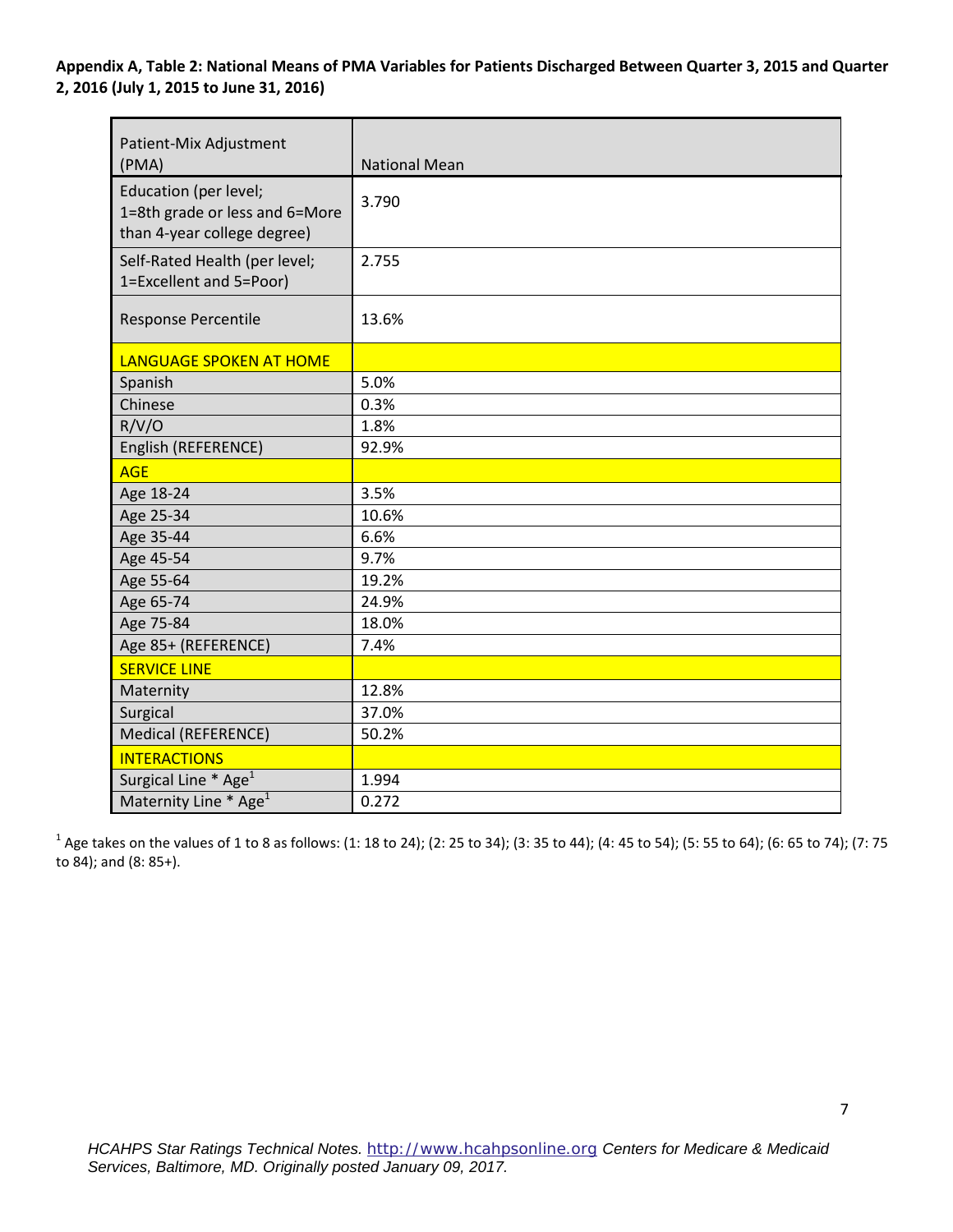**Appendix A, Table 2: National Means of PMA Variables for Patients Discharged Between Quarter 3, 2015 and Quarter 2, 2016 (July 1, 2015 to June 31, 2016)**

| Patient-Mix Adjustment (PMA) | National Mean |
|---|---|
| Education (per level; 1=8th grade or less and 6=More than 4-year college degree) | 3.790 |
| Self-Rated Health (per level; 1=Excellent and 5=Poor) | 2.755 |
| Response Percentile | 13.6% |
| LANGUAGE SPOKEN AT HOME | |
| Spanish | 5.0% |
| Chinese | 0.3% |
| R/V/O | 1.8% |
| English (REFERENCE) | 92.9% |
| AGE | |
| Age 18-24 | 3.5% |
| Age 25-34 | 10.6% |
| Age 35-44 | 6.6% |
| Age 45-54 | 9.7% |
| Age 55-64 | 19.2% |
| Age 65-74 | 24.9% |
| Age 75-84 | 18.0% |
| Age 85+ (REFERENCE) | 7.4% |
| SERVICE LINE | |
| Maternity | 12.8% |
| Surgical | 37.0% |
| Medical (REFERENCE) | 50.2% |
| INTERACTIONS | |
| Surgical Line * Age[1] | 1.994 |
| Maternity Line * Age[1] | 0.272 |

[1] Age takes on the values of 1 to 8 as follows: (1: 18 to 24); (2: 25 to 34); (3: 35 to 44); (4: 45 to 54); (5: 55 to 64); (6: 65 to 74); (7: 75 to 84); and (8: 85+).

*HCAHPS Star Ratings Technical Notes.* http://www.hcahpsonline.org *Centers for Medicare & Medicaid Services, Baltimore, MD. Originally posted January 09, 2017.*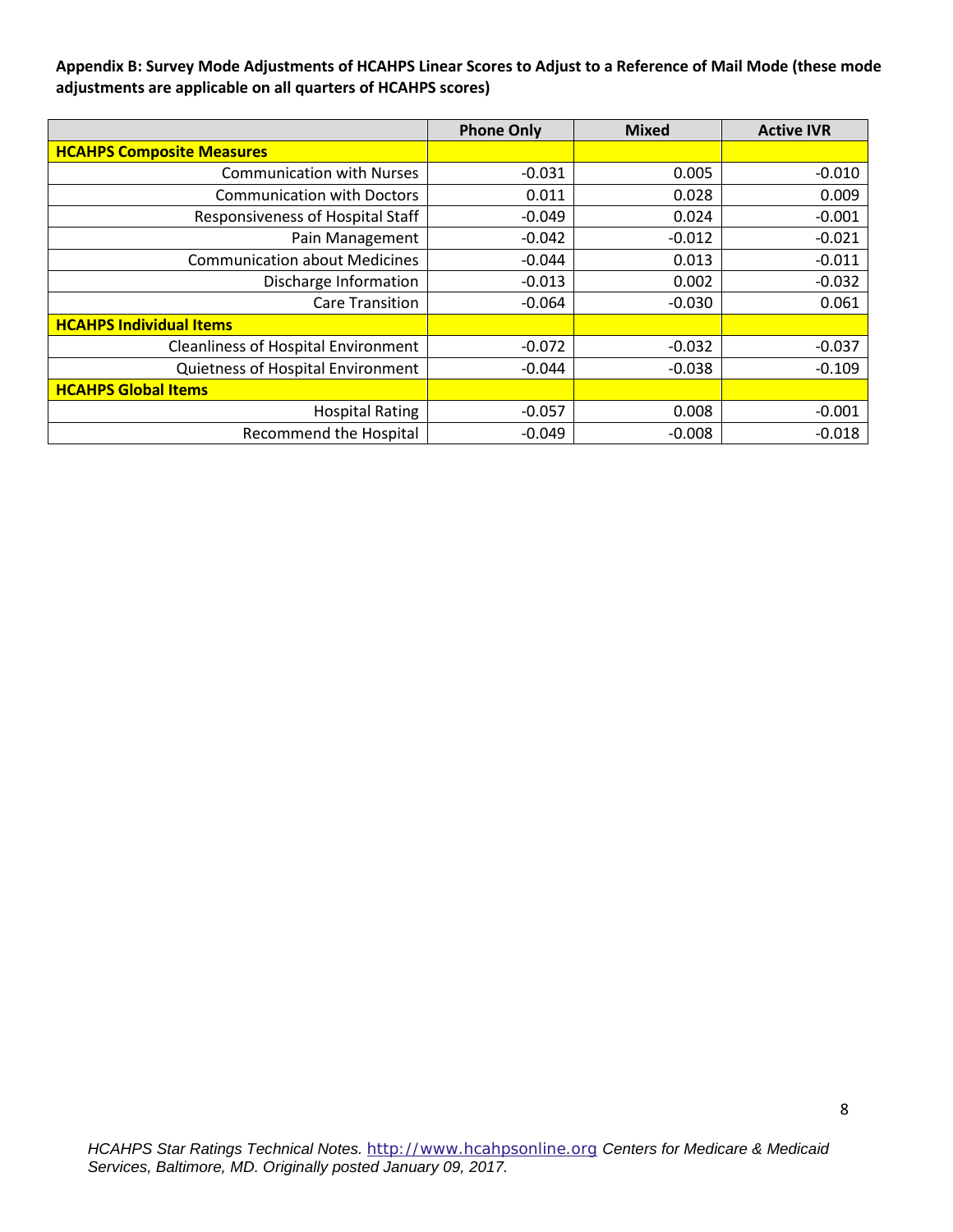**Appendix B: Survey Mode Adjustments of HCAHPS Linear Scores to Adjust to a Reference of Mail Mode (these mode adjustments are applicable on all quarters of HCAHPS scores)**

| | Phone Only | Mixed | Active IVR |
|---|---|---|---|
| **HCAHPS Composite Measures** | | | |
| Communication with Nurses | -0.031 | 0.005 | -0.010 |
| Communication with Doctors | 0.011 | 0.028 | 0.009 |
| Responsiveness of Hospital Staff | -0.049 | 0.024 | -0.001 |
| Pain Management | -0.042 | -0.012 | -0.021 |
| Communication about Medicines | -0.044 | 0.013 | -0.011 |
| Discharge Information | -0.013 | 0.002 | -0.032 |
| Care Transition | -0.064 | -0.030 | 0.061 |
| **HCAHPS Individual Items** | | | |
| Cleanliness of Hospital Environment | -0.072 | -0.032 | -0.037 |
| Quietness of Hospital Environment | -0.044 | -0.038 | -0.109 |
| **HCAHPS Global Items** | | | |
| Hospital Rating | -0.057 | 0.008 | -0.001 |
| Recommend the Hospital | -0.049 | -0.008 | -0.018 |

*HCAHPS Star Ratings Technical Notes.* http://www.hcahpsonline.org *Centers for Medicare & Medicaid Services, Baltimore, MD. Originally posted January 09, 2017.*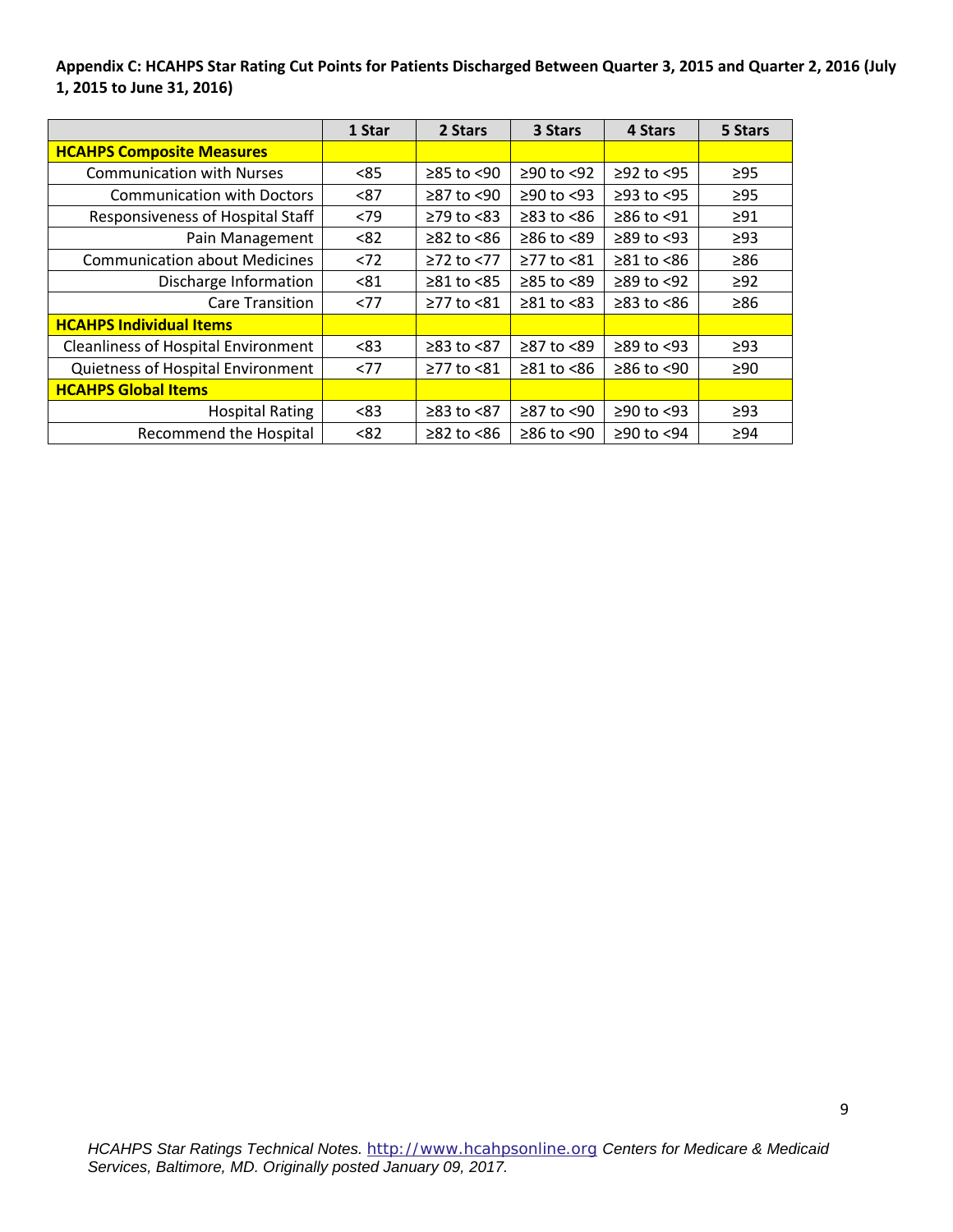**Appendix C: HCAHPS Star Rating Cut Points for Patients Discharged Between Quarter 3, 2015 and Quarter 2, 2016 (July 1, 2015 to June 31, 2016)**

| | 1 Star | 2 Stars | 3 Stars | 4 Stars | 5 Stars |
|---|---|---|---|---|---|
| **HCAHPS Composite Measures** | | | | | |
| Communication with Nurses | <85 | ≥85 to <90 | ≥90 to <92 | ≥92 to <95 | ≥95 |
| Communication with Doctors | <87 | ≥87 to <90 | ≥90 to <93 | ≥93 to <95 | ≥95 |
| Responsiveness of Hospital Staff | <79 | ≥79 to <83 | ≥83 to <86 | ≥86 to <91 | ≥91 |
| Pain Management | <82 | ≥82 to <86 | ≥86 to <89 | ≥89 to <93 | ≥93 |
| Communication about Medicines | <72 | ≥72 to <77 | ≥77 to <81 | ≥81 to <86 | ≥86 |
| Discharge Information | <81 | ≥81 to <85 | ≥85 to <89 | ≥89 to <92 | ≥92 |
| Care Transition | <77 | ≥77 to <81 | ≥81 to <83 | ≥83 to <86 | ≥86 |
| **HCAHPS Individual Items** | | | | | |
| Cleanliness of Hospital Environment | <83 | ≥83 to <87 | ≥87 to <89 | ≥89 to <93 | ≥93 |
| Quietness of Hospital Environment | <77 | ≥77 to <81 | ≥81 to <86 | ≥86 to <90 | ≥90 |
| **HCAHPS Global Items** | | | | | |
| Hospital Rating | <83 | ≥83 to <87 | ≥87 to <90 | ≥90 to <93 | ≥93 |
| Recommend the Hospital | <82 | ≥82 to <86 | ≥86 to <90 | ≥90 to <94 | ≥94 |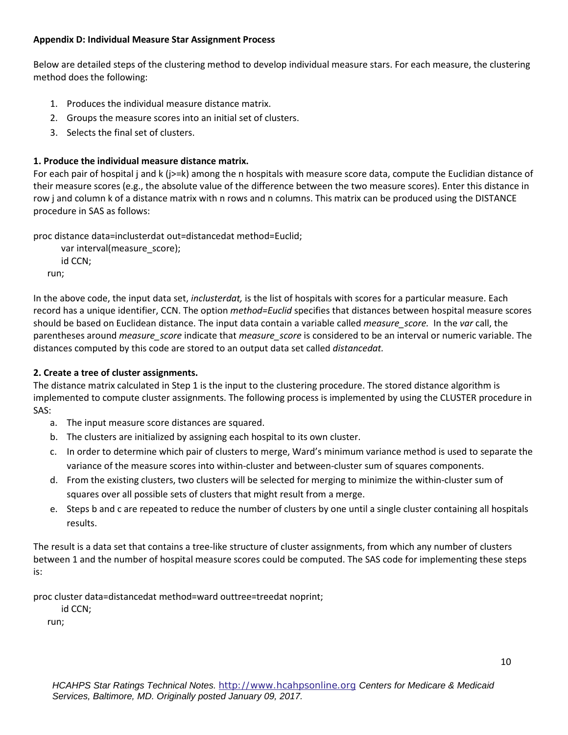**Appendix D: Individual Measure Star Assignment Process**

Below are detailed steps of the clustering method to develop individual measure stars. For each measure, the clustering method does the following:

1. Produces the individual measure distance matrix.
2. Groups the measure scores into an initial set of clusters.
3. Selects the final set of clusters.

**1. Produce the individual measure distance matrix.**

For each pair of hospital j and k (j>=k) among the n hospitals with measure score data, compute the Euclidian distance of their measure scores (e.g., the absolute value of the difference between the two measure scores). Enter this distance in row j and column k of a distance matrix with n rows and n columns. This matrix can be produced using the DISTANCE procedure in SAS as follows:

```
proc distance data=inclusterdat out=distancedat method=Euclid;
      var interval(measure_score);
      id CCN;
   run;
```

In the above code, the input data set, *inclusterdat,* is the list of hospitals with scores for a particular measure. Each record has a unique identifier, CCN. The option *method=Euclid* specifies that distances between hospital measure scores should be based on Euclidean distance. The input data contain a variable called *measure_score.* In the *var* call, the parentheses around *measure_score* indicate that *measure_score* is considered to be an interval or numeric variable. The distances computed by this code are stored to an output data set called *distancedat.*

**2. Create a tree of cluster assignments.**

The distance matrix calculated in Step 1 is the input to the clustering procedure. The stored distance algorithm is implemented to compute cluster assignments. The following process is implemented by using the CLUSTER procedure in SAS:

a. The input measure score distances are squared.
b. The clusters are initialized by assigning each hospital to its own cluster.
c. In order to determine which pair of clusters to merge, Ward's minimum variance method is used to separate the variance of the measure scores into within-cluster and between-cluster sum of squares components.
d. From the existing clusters, two clusters will be selected for merging to minimize the within-cluster sum of squares over all possible sets of clusters that might result from a merge.
e. Steps b and c are repeated to reduce the number of clusters by one until a single cluster containing all hospitals results.

The result is a data set that contains a tree-like structure of cluster assignments, from which any number of clusters between 1 and the number of hospital measure scores could be computed. The SAS code for implementing these steps is:

```
proc cluster data=distancedat method=ward outtree=treedat noprint;
      id CCN;
   run;
```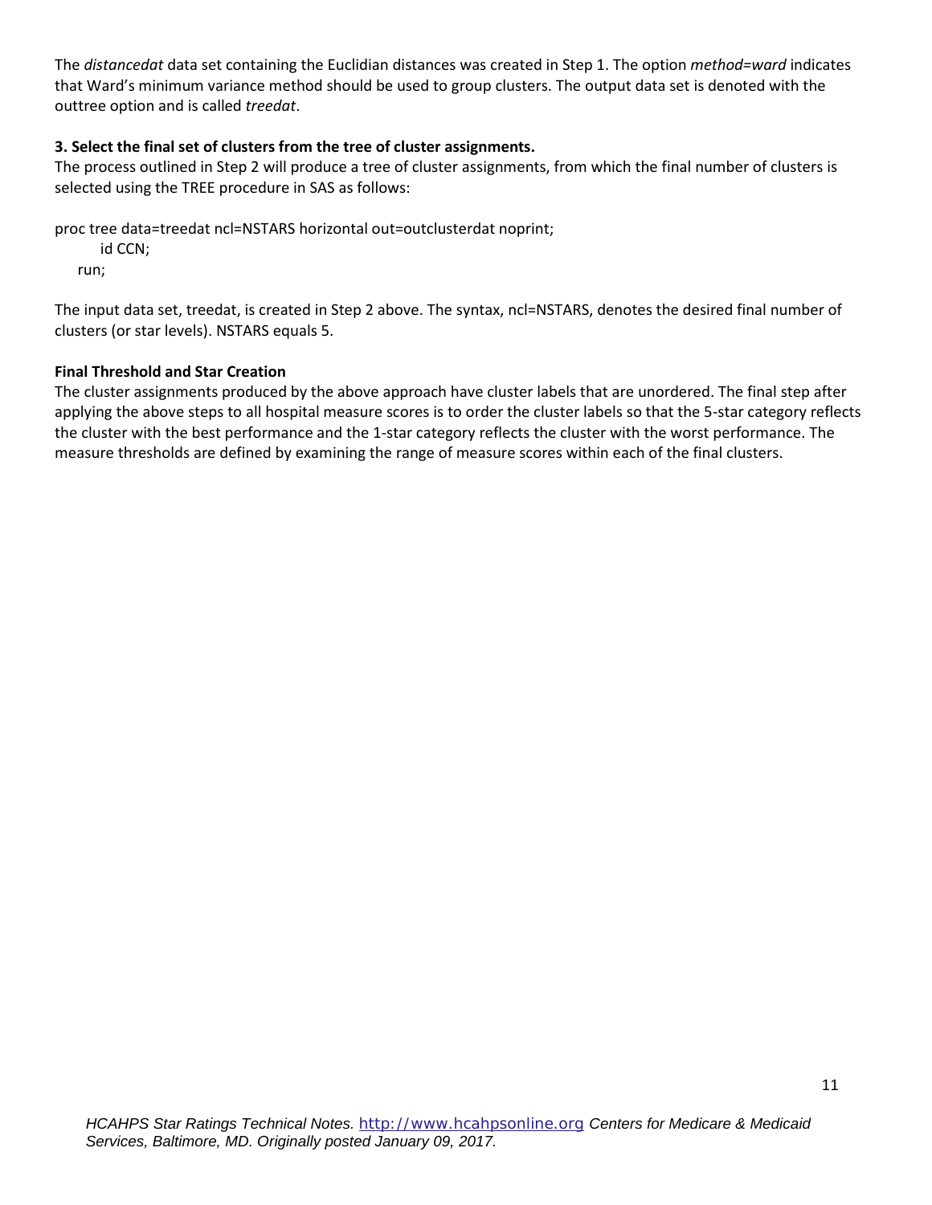The *distancedat* data set containing the Euclidian distances was created in Step 1. The option *method=ward* indicates that Ward's minimum variance method should be used to group clusters. The output data set is denoted with the outtree option and is called *treedat*.

**3. Select the final set of clusters from the tree of cluster assignments.**

The process outlined in Step 2 will produce a tree of cluster assignments, from which the final number of clusters is selected using the TREE procedure in SAS as follows:

```
proc tree data=treedat ncl=NSTARS horizontal out=outclusterdat noprint;
        id CCN;
    run;
```

The input data set, treedat, is created in Step 2 above. The syntax, ncl=NSTARS, denotes the desired final number of clusters (or star levels). NSTARS equals 5.

**Final Threshold and Star Creation**

The cluster assignments produced by the above approach have cluster labels that are unordered. The final step after applying the above steps to all hospital measure scores is to order the cluster labels so that the 5-star category reflects the cluster with the best performance and the 1-star category reflects the cluster with the worst performance. The measure thresholds are defined by examining the range of measure scores within each of the final clusters.